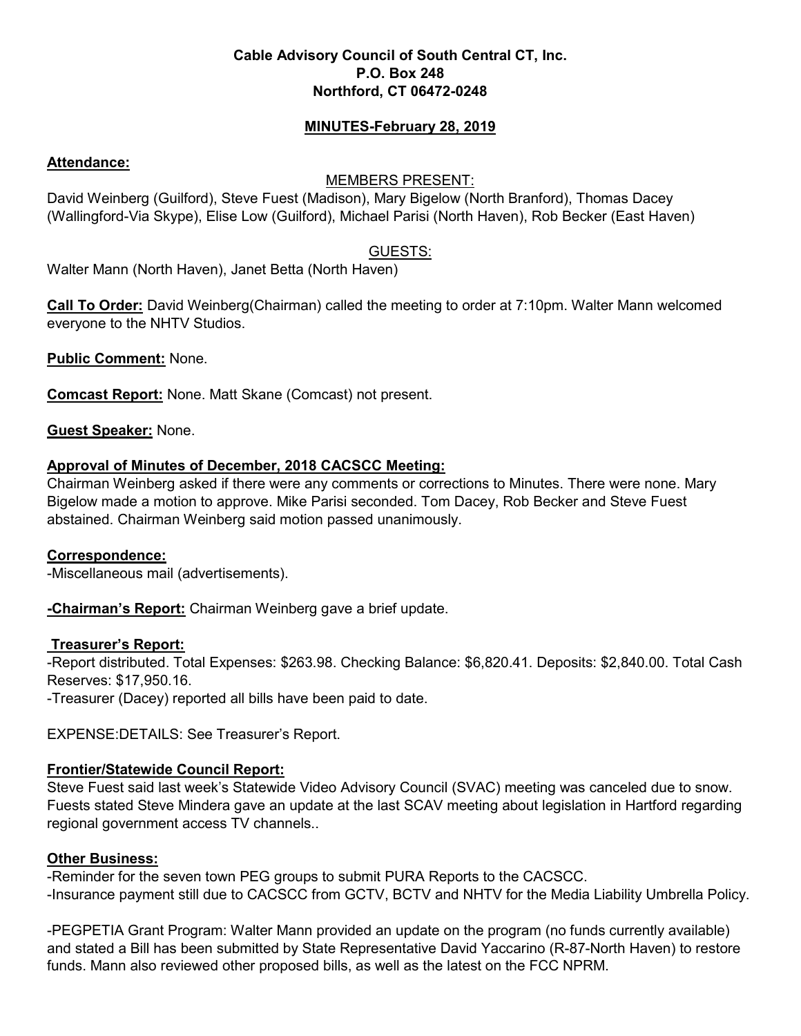**Cable Advisory Council of South Central CT, Inc.**
**P.O. Box 248**
**Northford, CT 06472-0248**

**MINUTES-February 28, 2019**

**Attendance:**

MEMBERS PRESENT:

David Weinberg (Guilford), Steve Fuest (Madison), Mary Bigelow (North Branford), Thomas Dacey (Wallingford-Via Skype), Elise Low (Guilford), Michael Parisi (North Haven), Rob Becker (East Haven)

GUESTS:

Walter Mann (North Haven), Janet Betta (North Haven)

**Call To Order:** David Weinberg(Chairman) called the meeting to order at 7:10pm. Walter Mann welcomed everyone to the NHTV Studios.

**Public Comment:** None.

**Comcast Report:** None. Matt Skane (Comcast) not present.

**Guest Speaker:** None.

**Approval of Minutes of December, 2018 CACSCC Meeting:**

Chairman Weinberg asked if there were any comments or corrections to Minutes. There were none. Mary Bigelow made a motion to approve. Mike Parisi seconded. Tom Dacey, Rob Becker and Steve Fuest abstained. Chairman Weinberg said motion passed unanimously.

**Correspondence:**

-Miscellaneous mail (advertisements).

**-Chairman's Report:** Chairman Weinberg gave a brief update.

**Treasurer's Report:**

-Report distributed. Total Expenses: $263.98. Checking Balance: $6,820.41. Deposits: $2,840.00. Total Cash Reserves: $17,950.16.

-Treasurer (Dacey) reported all bills have been paid to date.

EXPENSE:DETAILS: See Treasurer's Report.

**Frontier/Statewide Council Report:**

Steve Fuest said last week's Statewide Video Advisory Council (SVAC) meeting was canceled due to snow. Fuests stated Steve Mindera gave an update at the last SCAV meeting about legislation in Hartford regarding regional government access TV channels..

**Other Business:**

-Reminder for the seven town PEG groups to submit PURA Reports to the CACSCC.

-Insurance payment still due to CACSCC from GCTV, BCTV and NHTV for the Media Liability Umbrella Policy.

-PEGPETIA Grant Program: Walter Mann provided an update on the program (no funds currently available) and stated a Bill has been submitted by State Representative David Yaccarino (R-87-North Haven) to restore funds. Mann also reviewed other proposed bills, as well as the latest on the FCC NPRM.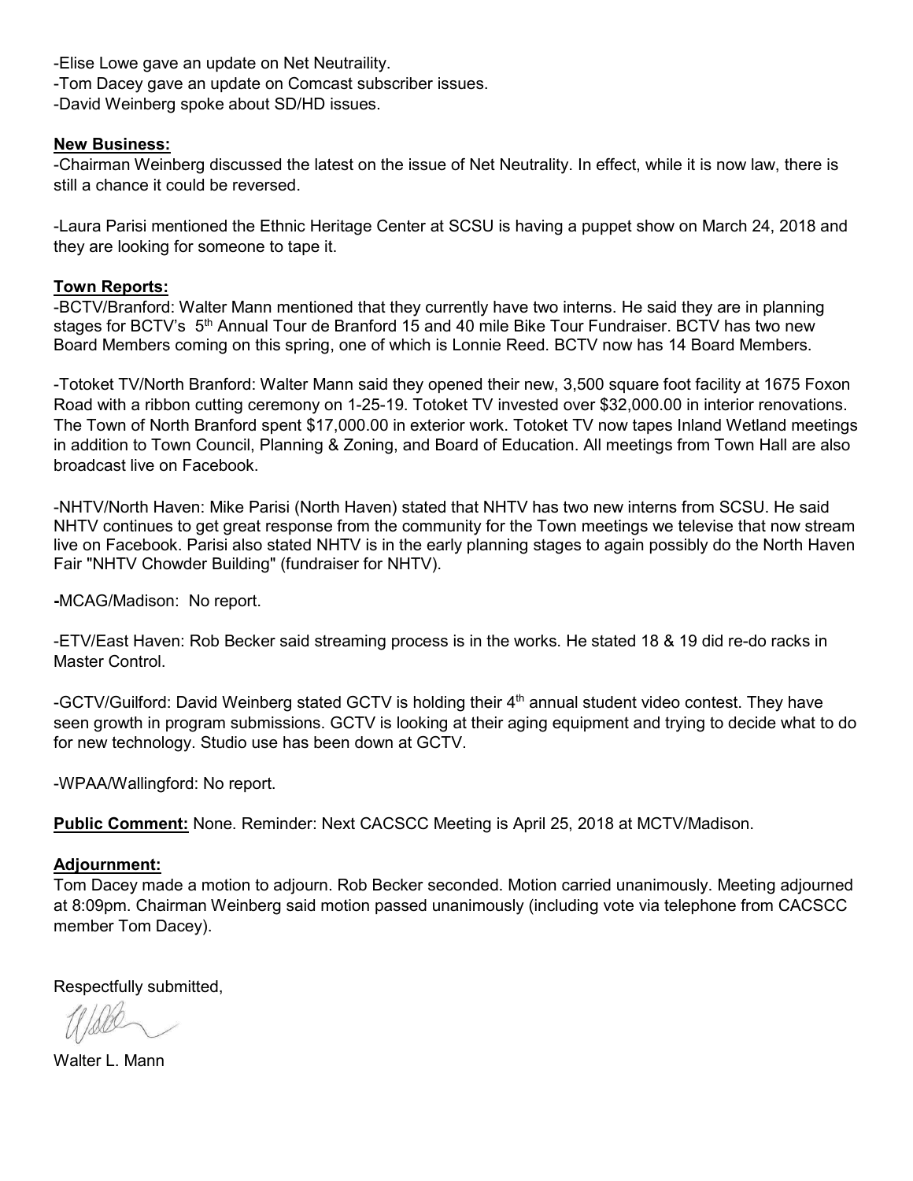-Elise Lowe gave an update on Net Neutraility.
-Tom Dacey gave an update on Comcast subscriber issues.
-David Weinberg spoke about SD/HD issues.

**New Business:**
-Chairman Weinberg discussed the latest on the issue of Net Neutrality. In effect, while it is now law, there is still a chance it could be reversed.

-Laura Parisi mentioned the Ethnic Heritage Center at SCSU is having a puppet show on March 24, 2018 and they are looking for someone to tape it.

**Town Reports:**
-BCTV/Branford: Walter Mann mentioned that they currently have two interns. He said they are in planning stages for BCTV's 5th Annual Tour de Branford 15 and 40 mile Bike Tour Fundraiser. BCTV has two new Board Members coming on this spring, one of which is Lonnie Reed. BCTV now has 14 Board Members.

-Totoket TV/North Branford: Walter Mann said they opened their new, 3,500 square foot facility at 1675 Foxon Road with a ribbon cutting ceremony on 1-25-19. Totoket TV invested over $32,000.00 in interior renovations. The Town of North Branford spent $17,000.00 in exterior work. Totoket TV now tapes Inland Wetland meetings in addition to Town Council, Planning & Zoning, and Board of Education. All meetings from Town Hall are also broadcast live on Facebook.

-NHTV/North Haven: Mike Parisi (North Haven) stated that NHTV has two new interns from SCSU. He said NHTV continues to get great response from the community for the Town meetings we televise that now stream live on Facebook. Parisi also stated NHTV is in the early planning stages to again possibly do the North Haven Fair "NHTV Chowder Building" (fundraiser for NHTV).

-MCAG/Madison: No report.

-ETV/East Haven: Rob Becker said streaming process is in the works. He stated 18 & 19 did re-do racks in Master Control.

-GCTV/Guilford: David Weinberg stated GCTV is holding their 4th annual student video contest. They have seen growth in program submissions. GCTV is looking at their aging equipment and trying to decide what to do for new technology. Studio use has been down at GCTV.

-WPAA/Wallingford: No report.

**Public Comment:** None. Reminder: Next CACSCC Meeting is April 25, 2018 at MCTV/Madison.

**Adjournment:**
Tom Dacey made a motion to adjourn. Rob Becker seconded. Motion carried unanimously. Meeting adjourned at 8:09pm. Chairman Weinberg said motion passed unanimously (including vote via telephone from CACSCC member Tom Dacey).

Respectfully submitted,

Walter L. Mann